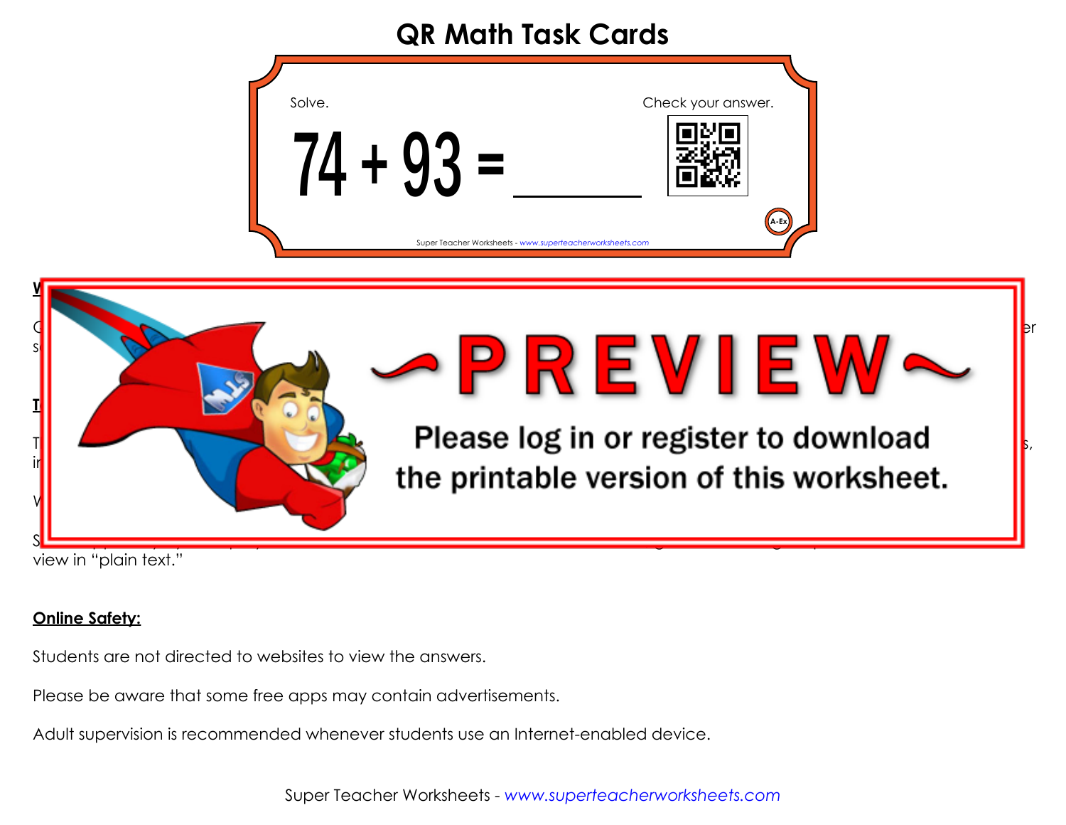# QR Math Task Cards

Solve.

$74 + 93 =$ \_\_\_\_\_\_

Check your answer.

A-Ex

Super Teacher Worksheets - www.superteacherworksheets.com

~PREVIEW~

Please log in or register to download the printable version of this worksheet.

view in "plain text."

**Online Safety:**

Students are not directed to websites to view the answers.

Please be aware that some free apps may contain advertisements.

Adult supervision is recommended whenever students use an Internet-enabled device.

Super Teacher Worksheets - *www.superteacherworksheets.com*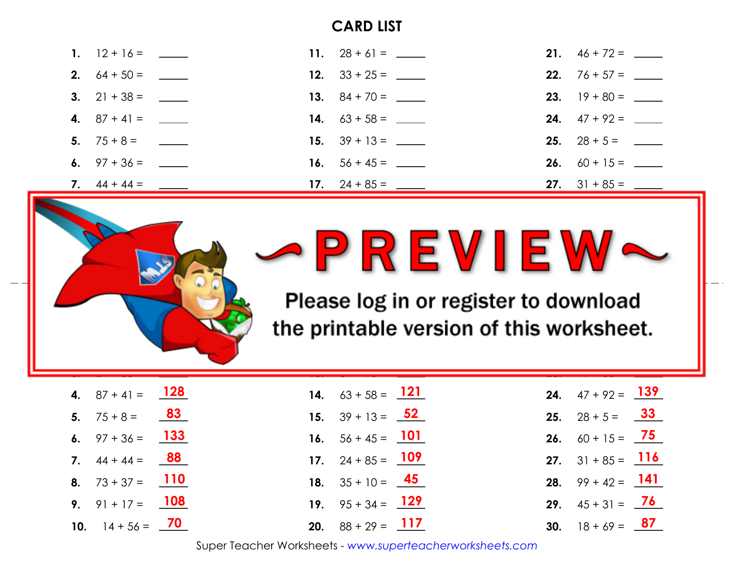# CARD LIST

1. 12 + 16 = _____
2. 64 + 50 = _____
3. 21 + 38 = _____
4. 87 + 41 = _____
5. 75 + 8 = _____
6. 97 + 36 = _____
7. 44 + 44 = _____

11. 28 + 61 = _____
12. 33 + 25 = _____
13. 84 + 70 = _____
14. 63 + 58 = _____
15. 39 + 13 = _____
16. 56 + 45 = _____
17. 24 + 85 = _____

21. 46 + 72 = _____
22. 76 + 57 = _____
23. 19 + 80 = _____
24. 47 + 92 = _____
25. 28 + 5 = _____
26. 60 + 15 = _____
27. 31 + 85 = _____

---

4. 87 + 41 = **128**
5. 75 + 8 = **83**
6. 97 + 36 = **133**
7. 44 + 44 = **88**
8. 73 + 37 = **110**
9. 91 + 17 = **108**
10. 14 + 56 = **70**

14. 63 + 58 = **121**
15. 39 + 13 = **52**
16. 56 + 45 = **101**
17. 24 + 85 = **109**
18. 35 + 10 = **45**
19. 95 + 34 = **129**
20. 88 + 29 = **117**

24. 47 + 92 = **139**
25. 28 + 5 = **33**
26. 60 + 15 = **75**
27. 31 + 85 = **116**
28. 99 + 42 = **141**
29. 45 + 31 = **76**
30. 18 + 69 = **87**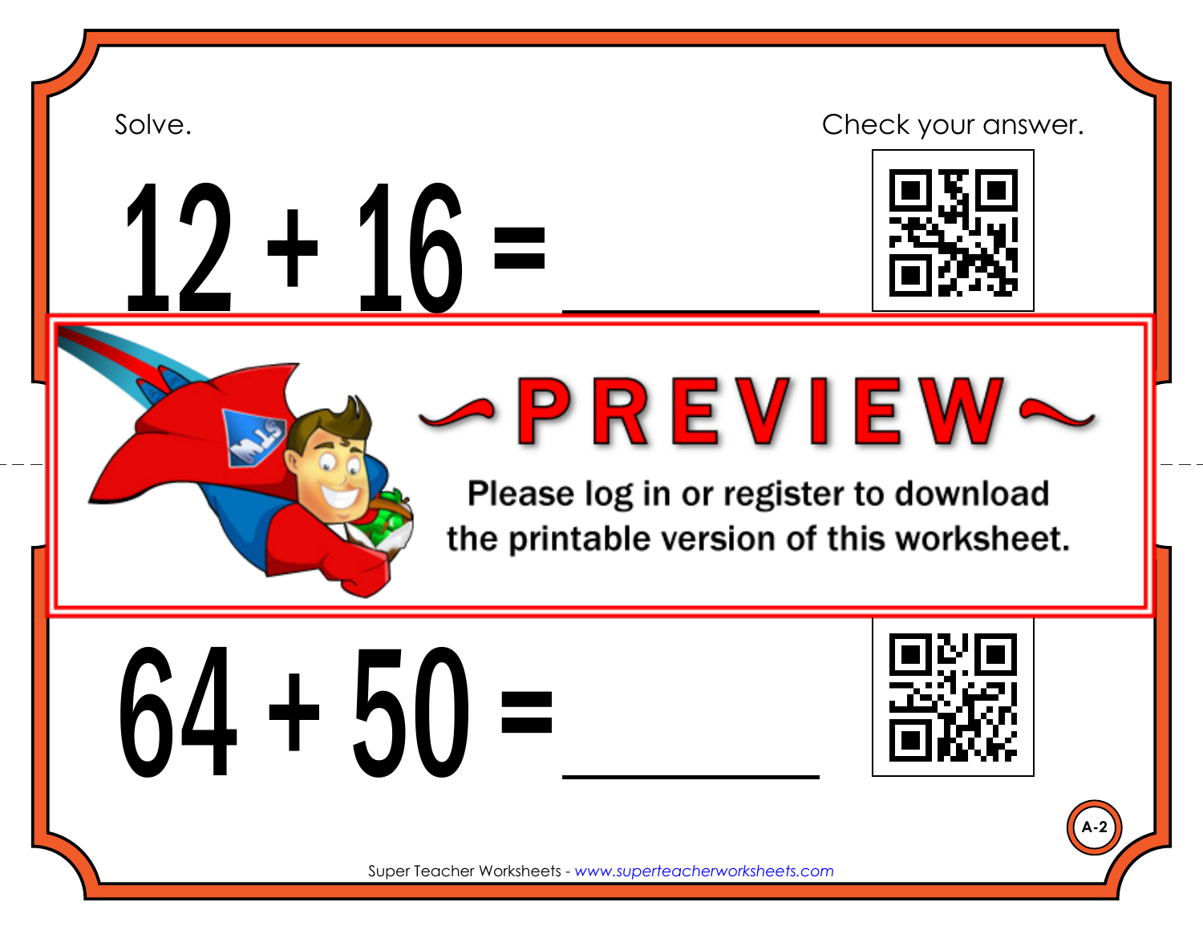Solve.

Check your answer.

$$12 + 16 = \_\_\_\_\_\_\_\_$$

~PREVIEW~

Please log in or register to download the printable version of this worksheet.

$$64 + 50 = \_\_\_\_\_\_\_\_$$

A-2

Super Teacher Worksheets - www.superteacherworksheets.com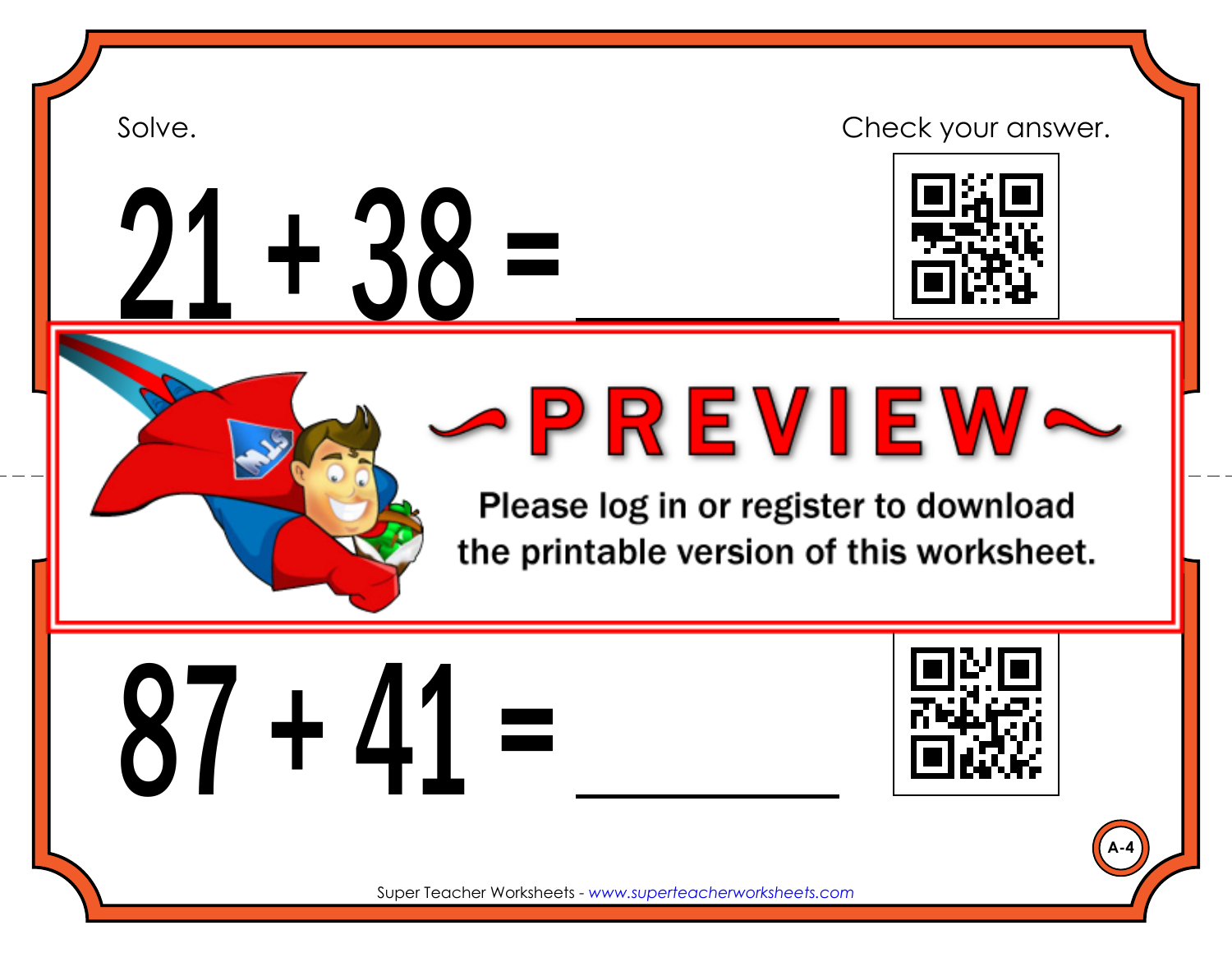Solve.

Check your answer.

$21 + 38 =$ ______

~PREVIEW~

Please log in or register to download the printable version of this worksheet.

$87 + 41 =$ ______

A-4

Super Teacher Worksheets - *www.superteacherworksheets.com*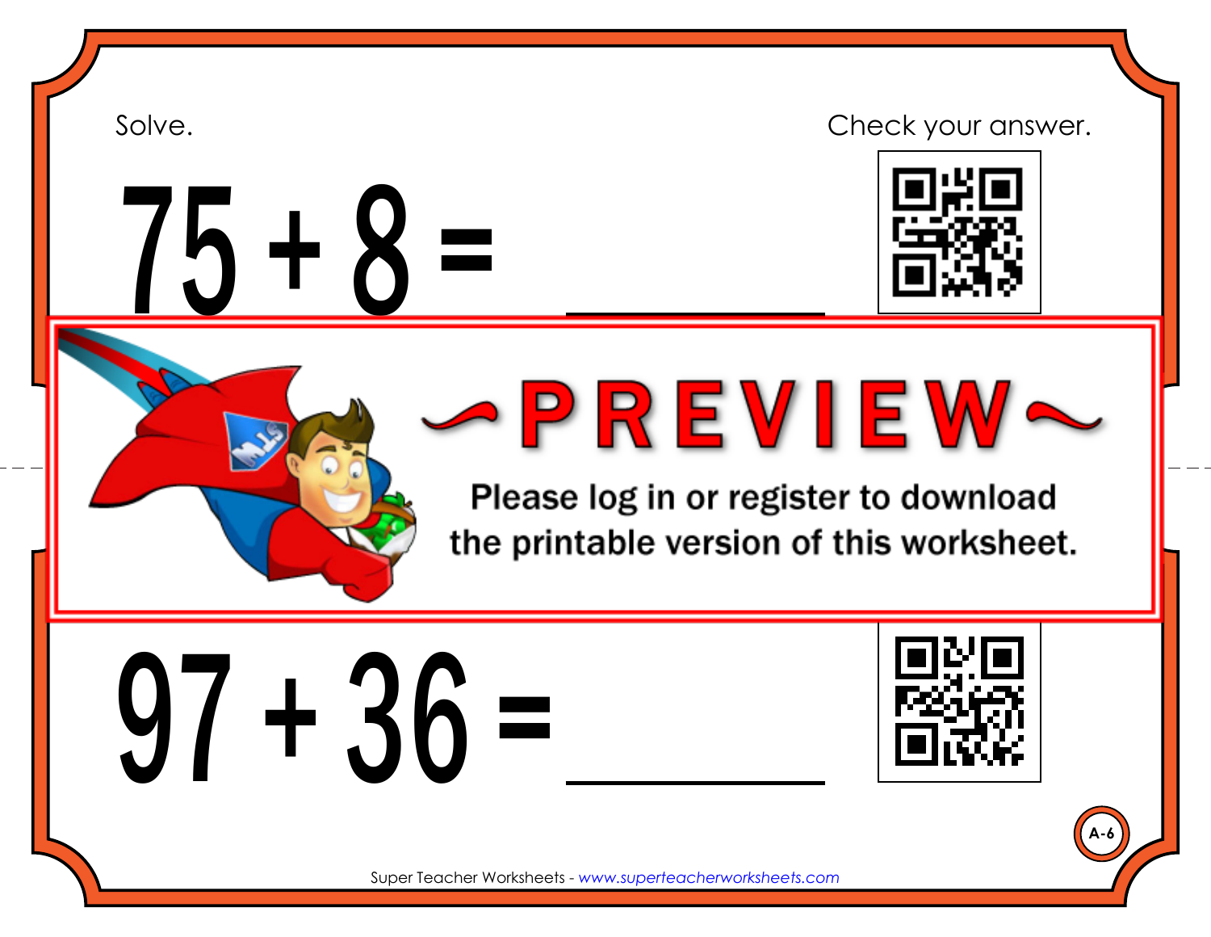Solve.

Check your answer.

$75 + 8 =$ ______

~PREVIEW~

Please log in or register to download the printable version of this worksheet.

$97 + 36 =$ ______

A-6

Super Teacher Worksheets - www.superteacherworksheets.com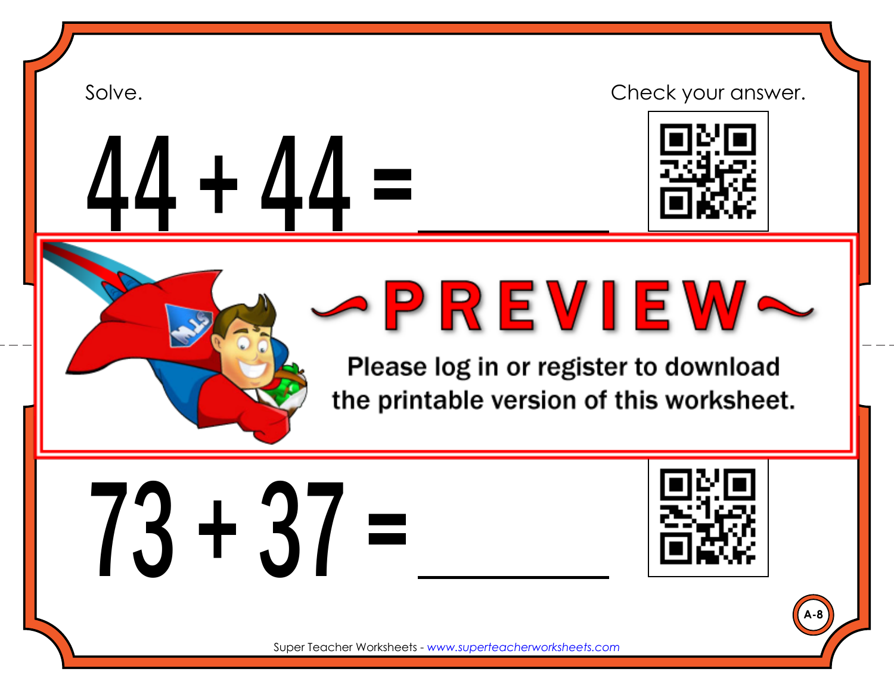Solve.

Check your answer.

$$44 + 44 = \_\_\_\_\_\_$$

~PREVIEW~

Please log in or register to download the printable version of this worksheet.

$$73 + 37 = \_\_\_\_\_\_$$

A-8

Super Teacher Worksheets - www.superteacherworksheets.com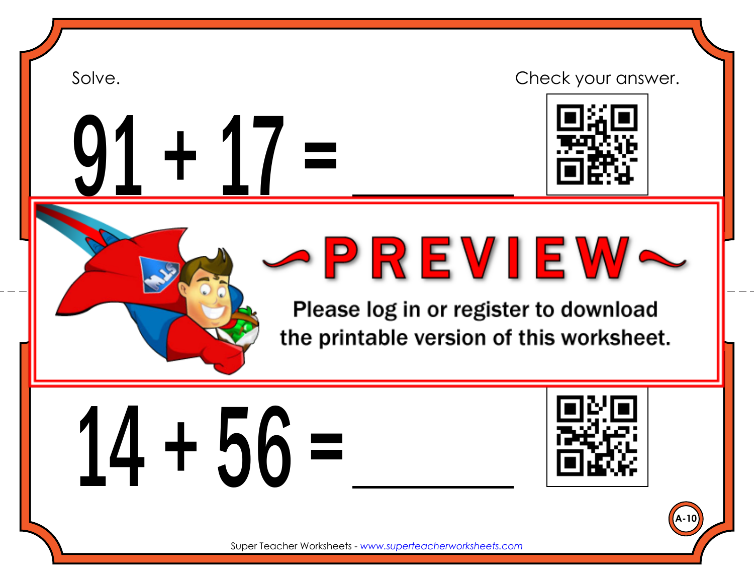Solve.

Check your answer.

$$91 + 17 = \_\_\_\_\_\_$$

~PREVIEW~

Please log in or register to download the printable version of this worksheet.

$$14 + 56 = \_\_\_\_\_\_$$

A-10

Super Teacher Worksheets - www.superteacherworksheets.com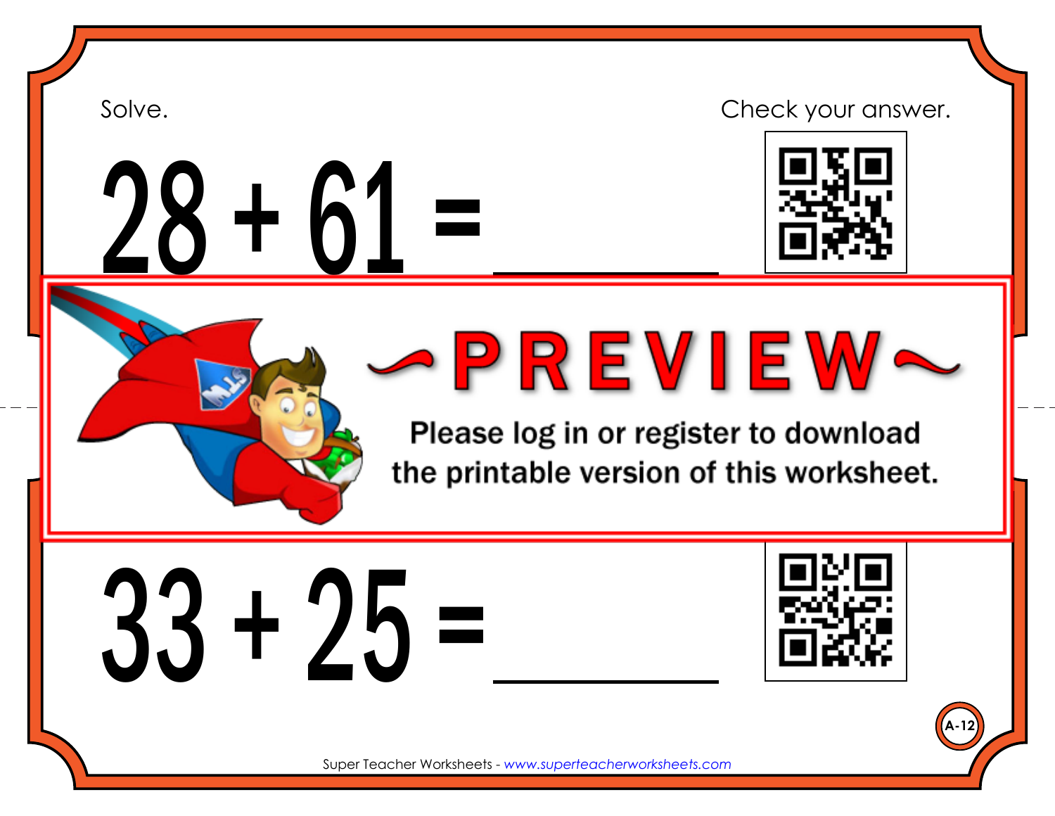Solve.

Check your answer.

$28 + 61 =$ ______

~PREVIEW~

Please log in or register to download the printable version of this worksheet.

$33 + 25 =$ ______

A-12

Super Teacher Worksheets - www.superteacherworksheets.com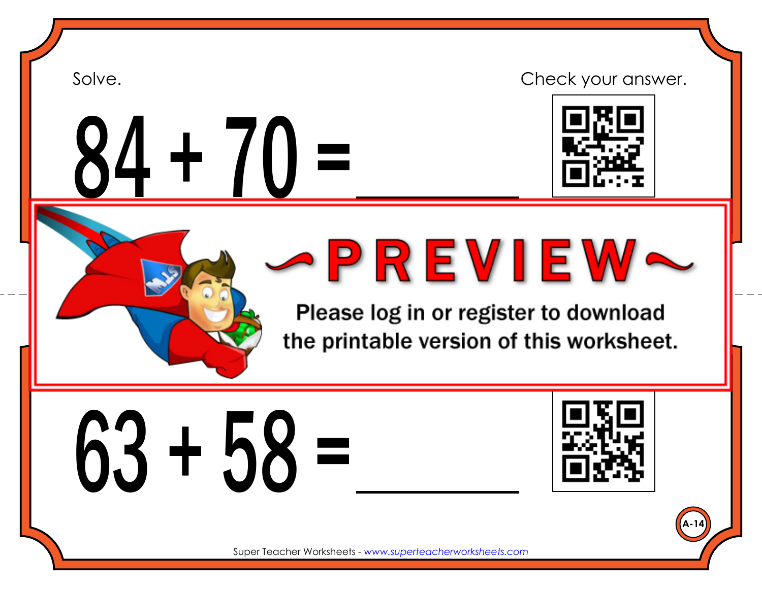Solve.

Check your answer.

$$84 + 70 = \_\_\_\_\_\_$$

~PREVIEW~

Please log in or register to download the printable version of this worksheet.

$$63 + 58 = \_\_\_\_\_\_$$

A-14

Super Teacher Worksheets - www.superteacherworksheets.com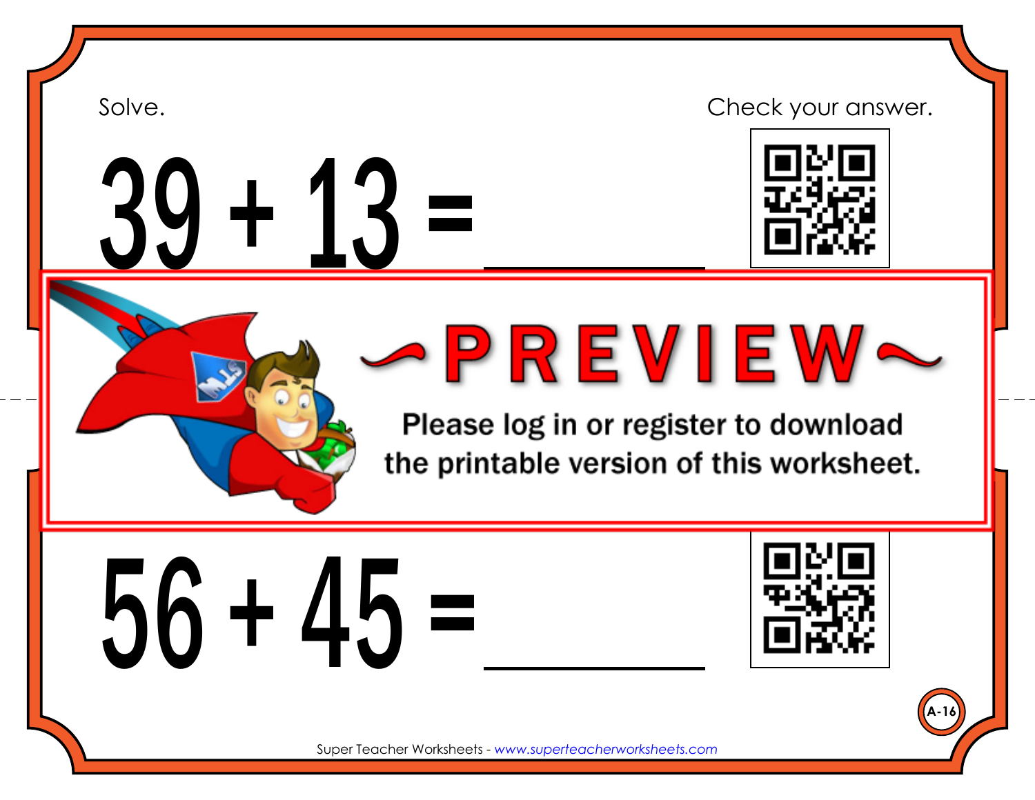Solve.

Check your answer.

$$39 + 13 = \_\_\_\_\_\_$$

~PREVIEW~

Please log in or register to download the printable version of this worksheet.

$$56 + 45 = \_\_\_\_\_\_$$

A-16

Super Teacher Worksheets - www.superteacherworksheets.com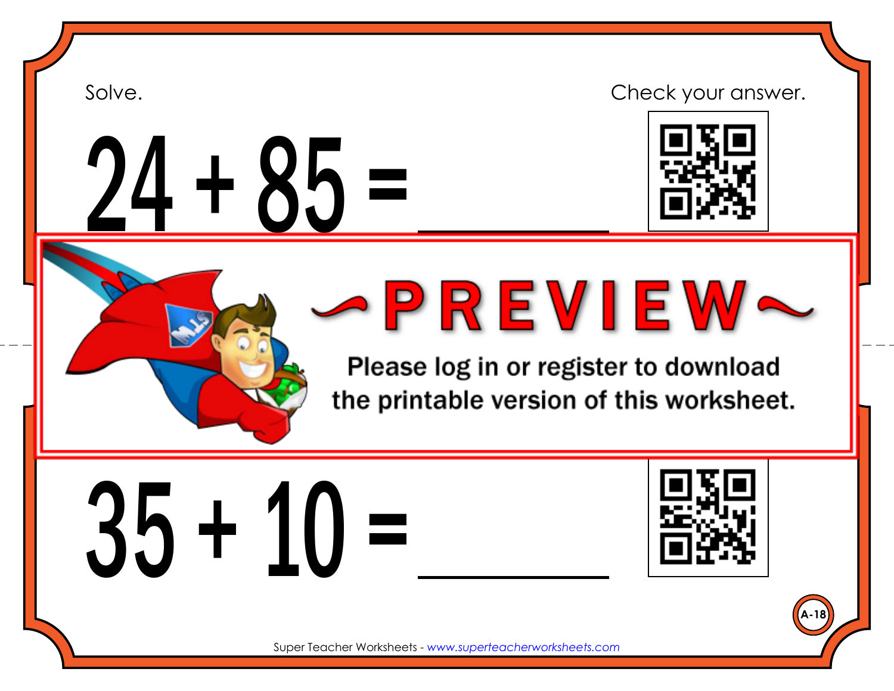Solve.

Check your answer.

$$24 + 85 = \_\_\_\_\_\_$$

~PREVIEW~

Please log in or register to download the printable version of this worksheet.

$$35 + 10 = \_\_\_\_\_\_$$

A-18

Super Teacher Worksheets - *www.superteacherworksheets.com*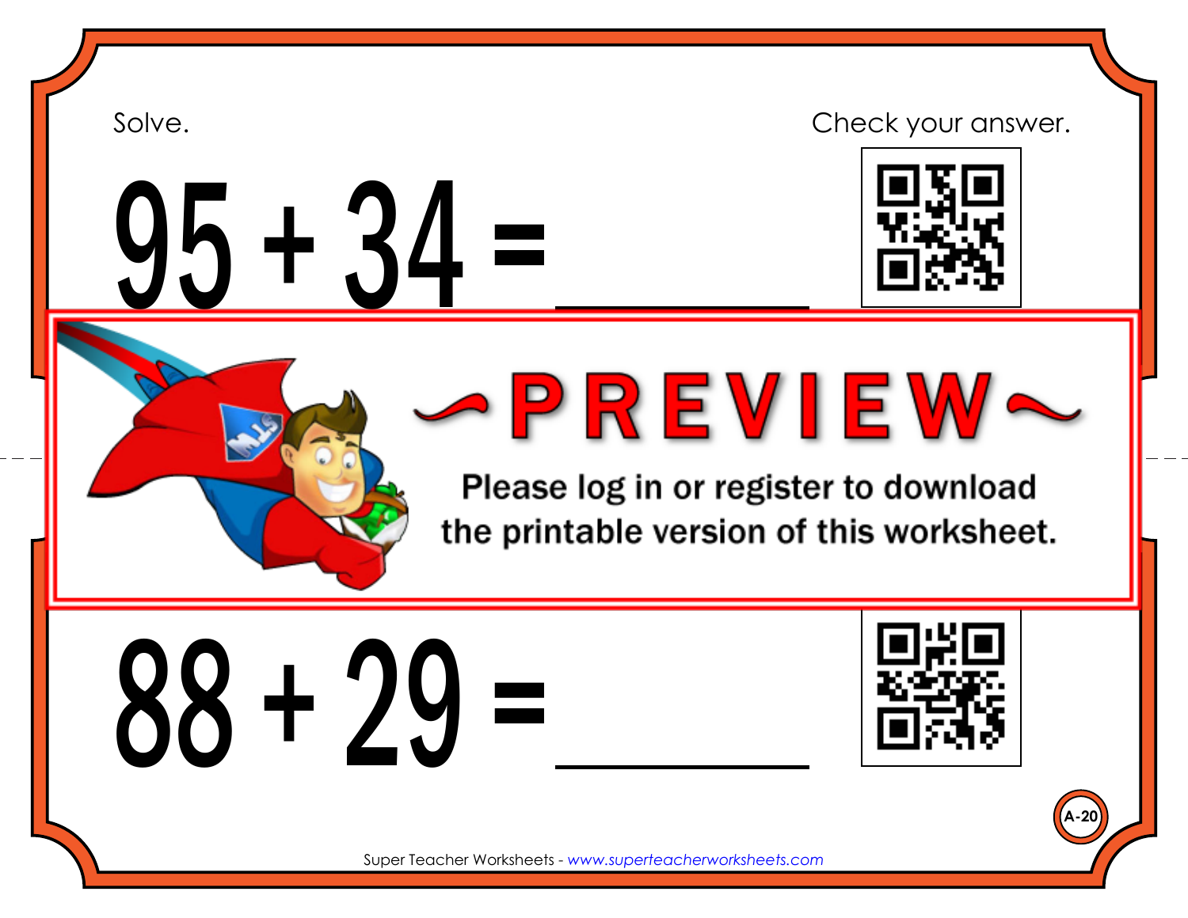Solve.

Check your answer.

$95 + 34 =$ ______

~PREVIEW~

Please log in or register to download the printable version of this worksheet.

$88 + 29 =$ ______

A-20

Super Teacher Worksheets - www.superteacherworksheets.com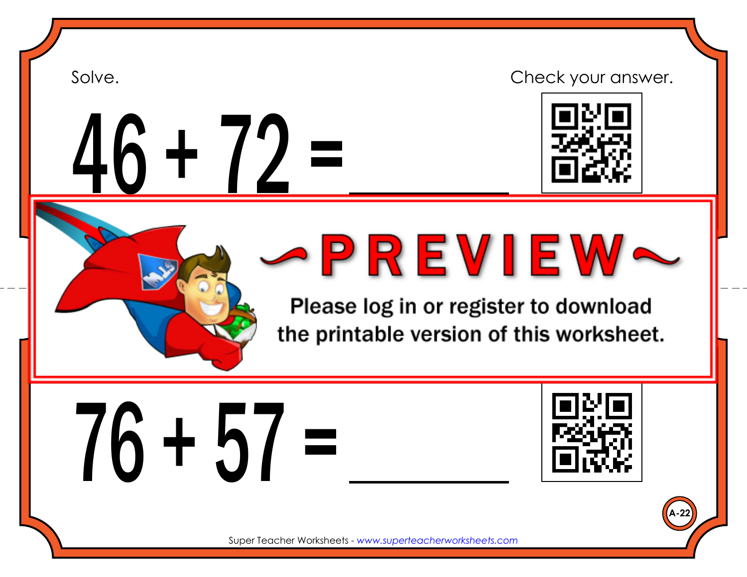Solve.

Check your answer.

$$46 + 72 = \_\_\_\_\_\_$$

~PREVIEW~

Please log in or register to download the printable version of this worksheet.

$$76 + 57 = \_\_\_\_\_\_$$

A-22

Super Teacher Worksheets - www.superteacherworksheets.com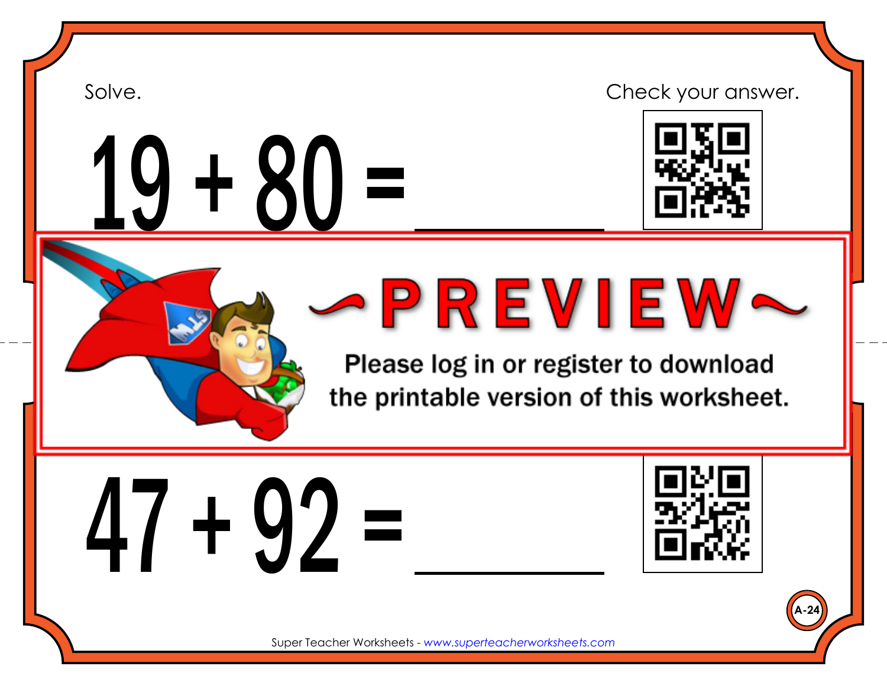Solve.

Check your answer.

$$19 + 80 = \_\_\_\_\_\_$$

~PREVIEW~

Please log in or register to download the printable version of this worksheet.

$$47 + 92 = \_\_\_\_\_\_$$

A-24

Super Teacher Worksheets - *www.superteacherworksheets.com*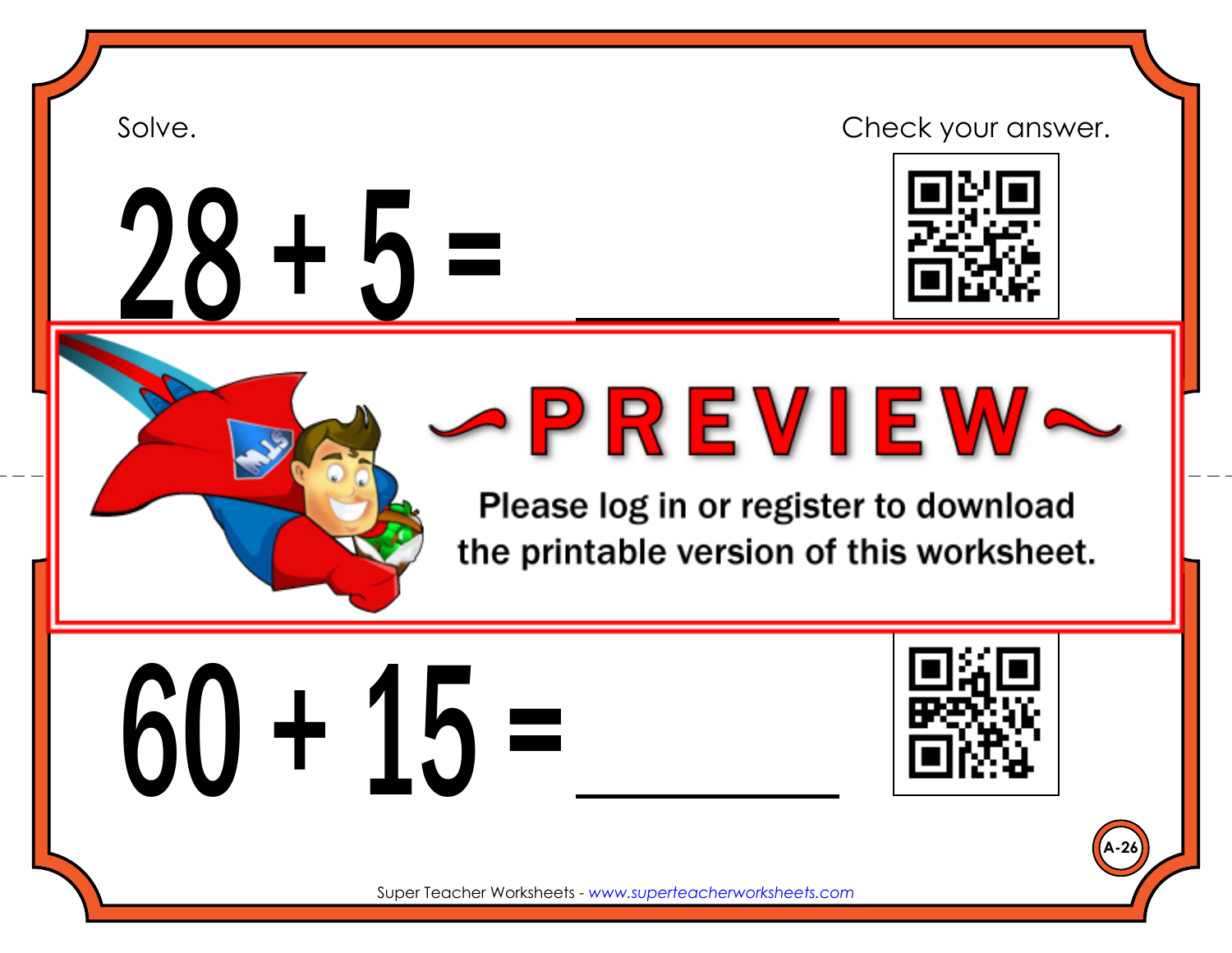Solve.

Check your answer.

$28 + 5 =$ ______

~PREVIEW~

Please log in or register to download the printable version of this worksheet.

$60 + 15 =$ ______

A-26

Super Teacher Worksheets - www.superteacherworksheets.com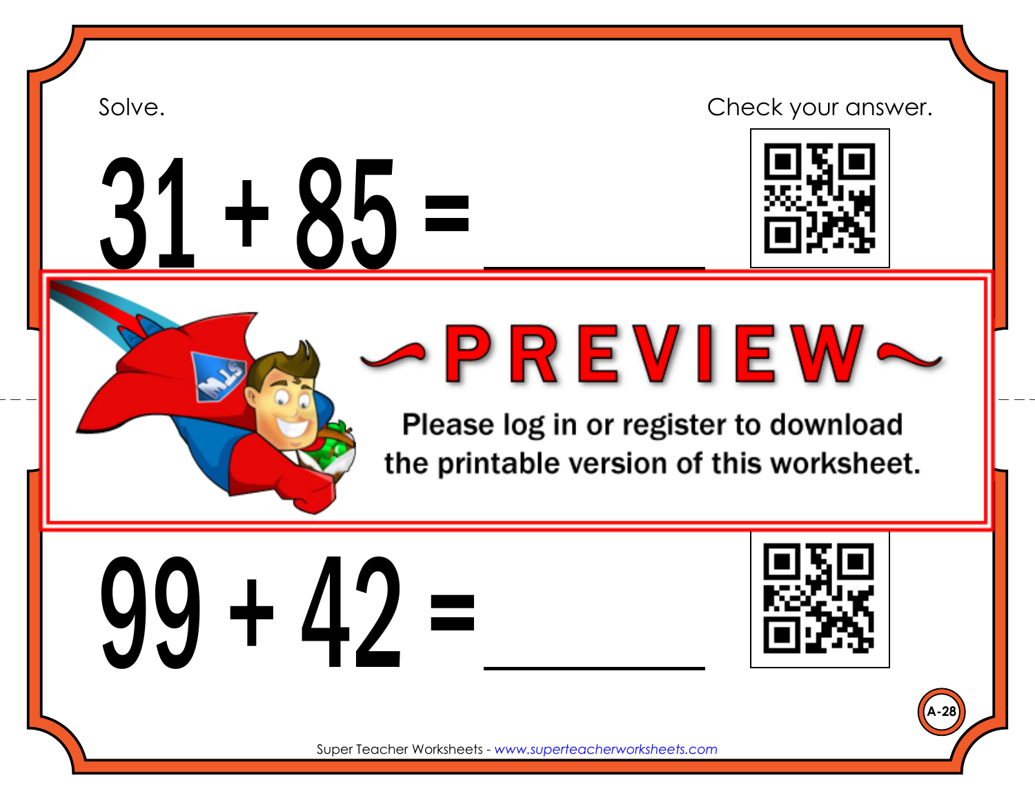Solve.

Check your answer.

$31 + 85 =$ ______

~PREVIEW~

Please log in or register to download the printable version of this worksheet.

$99 + 42 =$ ______

A-28

Super Teacher Worksheets - *www.superteacherworksheets.com*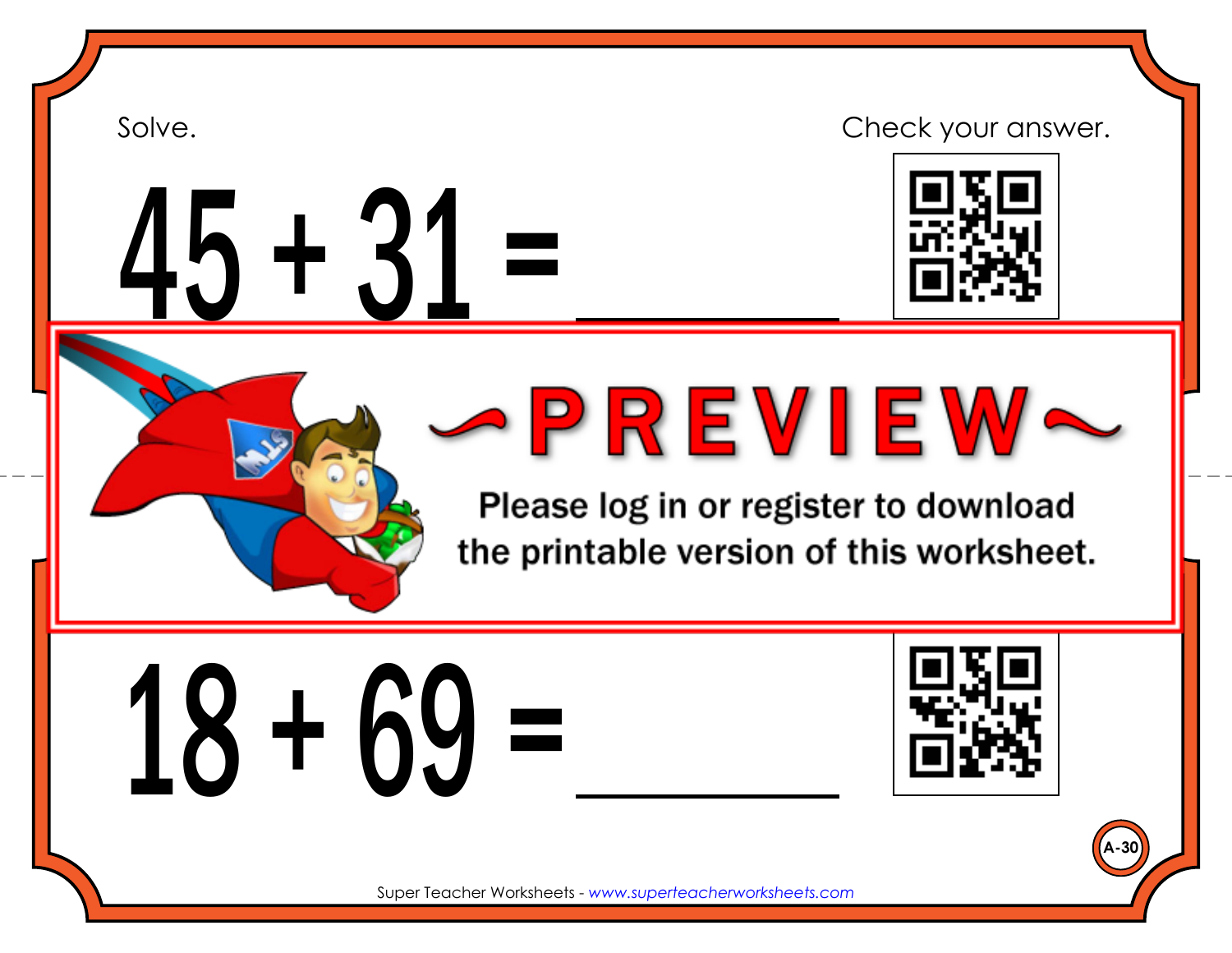Solve.

Check your answer.

$$45 + 31 = \_\_\_\_\_\_$$

~PREVIEW~

Please log in or register to download the printable version of this worksheet.

$$18 + 69 = \_\_\_\_\_\_$$

A-30

Super Teacher Worksheets - www.superteacherworksheets.com